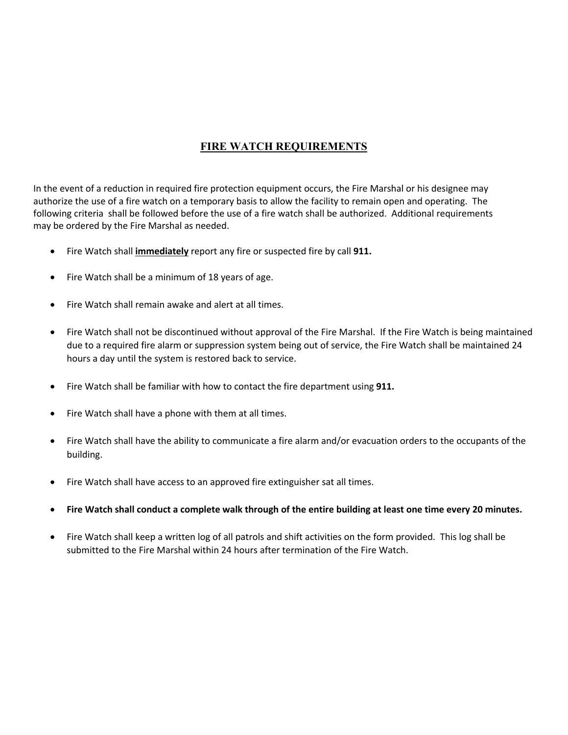# <u>FIRE WATCH REQUIREMENTS</u>

In the event of a reduction in required fire protection equipment occurs, the Fire Marshal or his designee may authorize the use of a fire watch on a temporary basis to allow the facility to remain open and operating. The following criteria shall be followed before the use of a fire watch shall be authorized. Additional requirements may be ordered by the Fire Marshal as needed.

- Fire Watch shall **<u>immediately</u>** report any fire or suspected fire by call **911.**
- Fire Watch shall be a minimum of 18 years of age.
- Fire Watch shall remain awake and alert at all times.
- Fire Watch shall not be discontinued without approval of the Fire Marshal. If the Fire Watch is being maintained due to a required fire alarm or suppression system being out of service, the Fire Watch shall be maintained 24 hours a day until the system is restored back to service.
- Fire Watch shall be familiar with how to contact the fire department using **911.**
- Fire Watch shall have a phone with them at all times.
- Fire Watch shall have the ability to communicate a fire alarm and/or evacuation orders to the occupants of the building.
- Fire Watch shall have access to an approved fire extinguisher sat all times.
- **Fire Watch shall conduct a complete walk through of the entire building at least one time every 20 minutes.**
- Fire Watch shall keep a written log of all patrols and shift activities on the form provided. This log shall be submitted to the Fire Marshal within 24 hours after termination of the Fire Watch.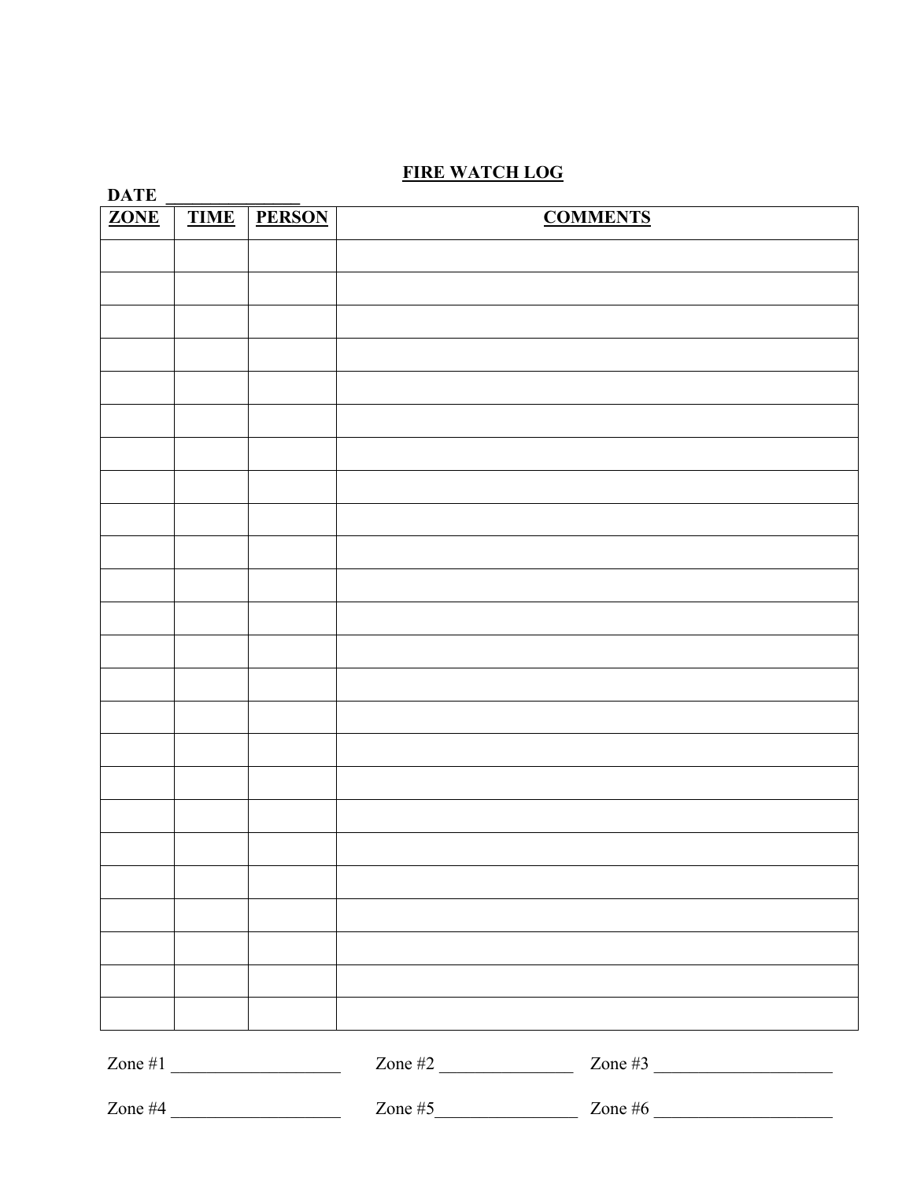# FIRE WATCH LOG

**DATE** _______________

| ZONE | TIME | PERSON | COMMENTS |
|---|---|---|---|
| | | | |
| | | | |
| | | | |
| | | | |
| | | | |
| | | | |
| | | | |
| | | | |
| | | | |
| | | | |
| | | | |
| | | | |
| | | | |
| | | | |
| | | | |
| | | | |
| | | | |
| | | | |
| | | | |
| | | | |
| | | | |
| | | | |
| | | | |
| | | | |

Zone #1 ___________________ Zone #2 _______________ Zone #3 ____________________

Zone #4 ___________________ Zone #5________________ Zone #6 ____________________